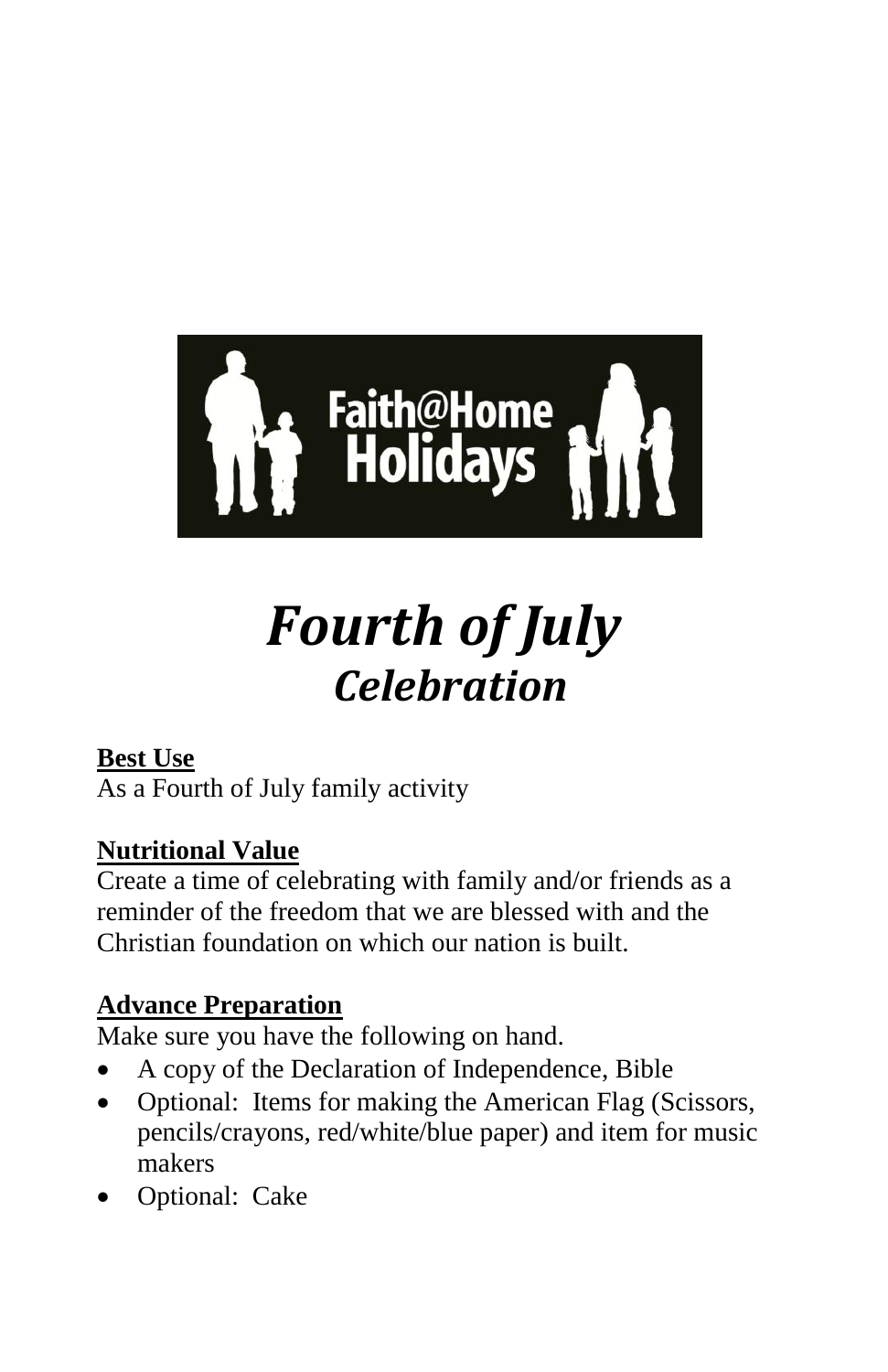Faith@Home Holidays

# *Fourth of July*
## *Celebration*

**Best Use**
As a Fourth of July family activity

**Nutritional Value**
Create a time of celebrating with family and/or friends as a reminder of the freedom that we are blessed with and the Christian foundation on which our nation is built.

**Advance Preparation**
Make sure you have the following on hand.

- A copy of the Declaration of Independence, Bible
- Optional: Items for making the American Flag (Scissors, pencils/crayons, red/white/blue paper) and item for music makers
- Optional: Cake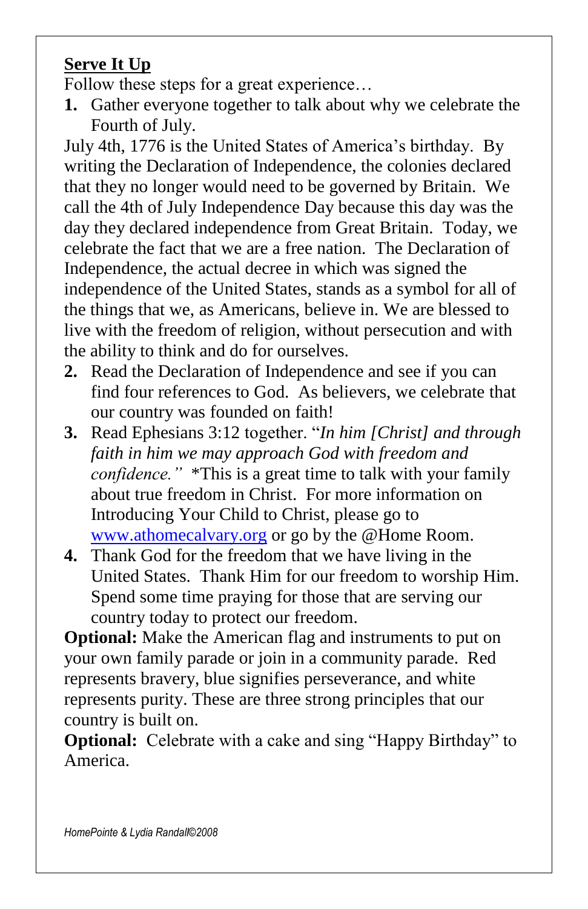**<u>Serve It Up</u>**

Follow these steps for a great experience…

1. Gather everyone together to talk about why we celebrate the Fourth of July.

July 4th, 1776 is the United States of America's birthday. By writing the Declaration of Independence, the colonies declared that they no longer would need to be governed by Britain. We call the 4th of July Independence Day because this day was the day they declared independence from Great Britain. Today, we celebrate the fact that we are a free nation. The Declaration of Independence, the actual decree in which was signed the independence of the United States, stands as a symbol for all of the things that we, as Americans, believe in. We are blessed to live with the freedom of religion, without persecution and with the ability to think and do for ourselves.

2. Read the Declaration of Independence and see if you can find four references to God. As believers, we celebrate that our country was founded on faith!
3. Read Ephesians 3:12 together. "*In him [Christ] and through faith in him we may approach God with freedom and confidence."* *This is a great time to talk with your family about true freedom in Christ. For more information on Introducing Your Child to Christ, please go to [www.athomecalvary.org](http://www.athomecalvary.org) or go by the @Home Room.
4. Thank God for the freedom that we have living in the United States. Thank Him for our freedom to worship Him. Spend some time praying for those that are serving our country today to protect our freedom.

**Optional:** Make the American flag and instruments to put on your own family parade or join in a community parade. Red represents bravery, blue signifies perseverance, and white represents purity. These are three strong principles that our country is built on.

**Optional:** Celebrate with a cake and sing "Happy Birthday" to America.

*HomePointe & Lydia Randall©2008*